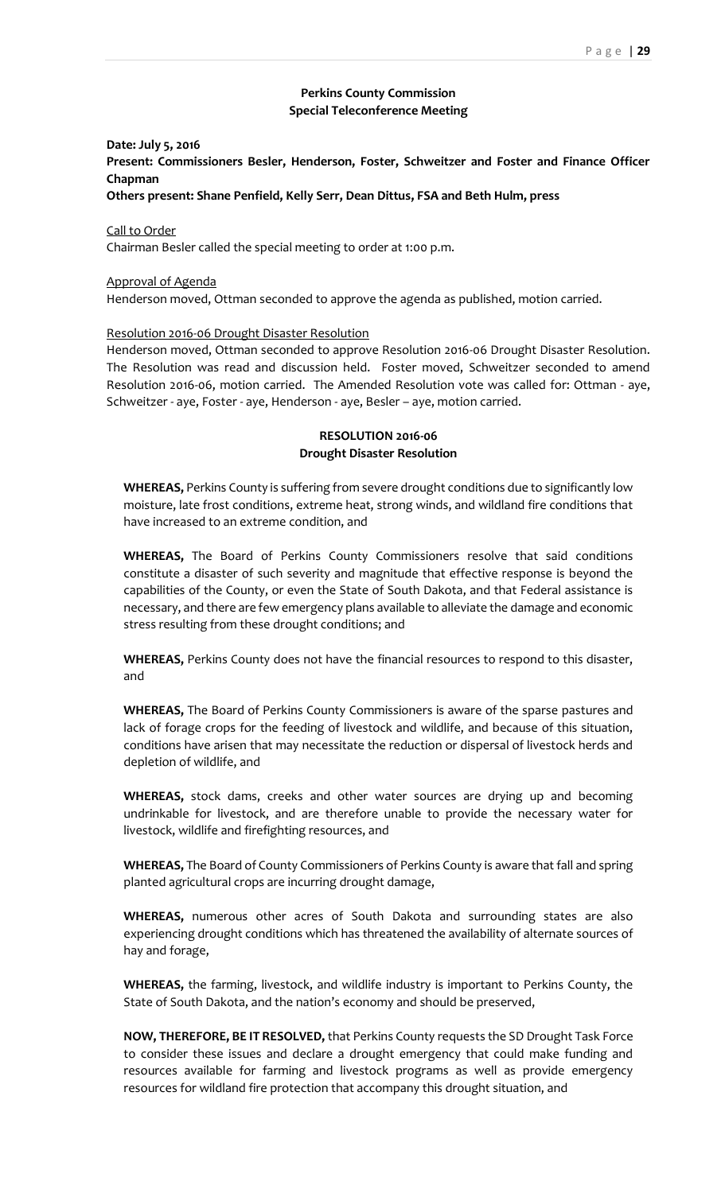**Perkins County Commission**
**Special Teleconference Meeting**

**Date: July 5, 2016**
**Present: Commissioners Besler, Henderson, Foster, Schweitzer and Foster and Finance Officer Chapman**
**Others present: Shane Penfield, Kelly Serr, Dean Dittus, FSA and Beth Hulm, press**

Call to Order
Chairman Besler called the special meeting to order at 1:00 p.m.

Approval of Agenda
Henderson moved, Ottman seconded to approve the agenda as published, motion carried.

Resolution 2016-06 Drought Disaster Resolution
Henderson moved, Ottman seconded to approve Resolution 2016-06 Drought Disaster Resolution. The Resolution was read and discussion held. Foster moved, Schweitzer seconded to amend Resolution 2016-06, motion carried. The Amended Resolution vote was called for: Ottman - aye, Schweitzer - aye, Foster - aye, Henderson - aye, Besler – aye, motion carried.

**RESOLUTION 2016-06**
**Drought Disaster Resolution**

**WHEREAS,** Perkins County is suffering from severe drought conditions due to significantly low moisture, late frost conditions, extreme heat, strong winds, and wildland fire conditions that have increased to an extreme condition, and

**WHEREAS,** The Board of Perkins County Commissioners resolve that said conditions constitute a disaster of such severity and magnitude that effective response is beyond the capabilities of the County, or even the State of South Dakota, and that Federal assistance is necessary, and there are few emergency plans available to alleviate the damage and economic stress resulting from these drought conditions; and

**WHEREAS,** Perkins County does not have the financial resources to respond to this disaster, and

**WHEREAS,** The Board of Perkins County Commissioners is aware of the sparse pastures and lack of forage crops for the feeding of livestock and wildlife, and because of this situation, conditions have arisen that may necessitate the reduction or dispersal of livestock herds and depletion of wildlife, and

**WHEREAS,** stock dams, creeks and other water sources are drying up and becoming undrinkable for livestock, and are therefore unable to provide the necessary water for livestock, wildlife and firefighting resources, and

**WHEREAS,** The Board of County Commissioners of Perkins County is aware that fall and spring planted agricultural crops are incurring drought damage,

**WHEREAS,** numerous other acres of South Dakota and surrounding states are also experiencing drought conditions which has threatened the availability of alternate sources of hay and forage,

**WHEREAS,** the farming, livestock, and wildlife industry is important to Perkins County, the State of South Dakota, and the nation's economy and should be preserved,

**NOW, THEREFORE, BE IT RESOLVED,** that Perkins County requests the SD Drought Task Force to consider these issues and declare a drought emergency that could make funding and resources available for farming and livestock programs as well as provide emergency resources for wildland fire protection that accompany this drought situation, and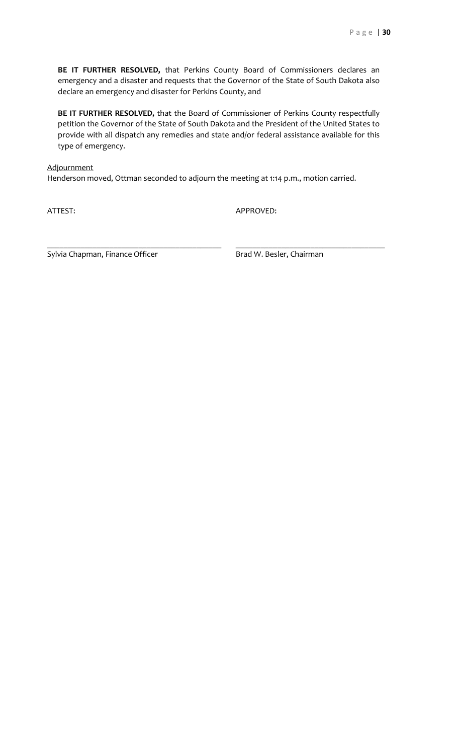**BE IT FURTHER RESOLVED,** that Perkins County Board of Commissioners declares an emergency and a disaster and requests that the Governor of the State of South Dakota also declare an emergency and disaster for Perkins County, and

**BE IT FURTHER RESOLVED,** that the Board of Commissioner of Perkins County respectfully petition the Governor of the State of South Dakota and the President of the United States to provide with all dispatch any remedies and state and/or federal assistance available for this type of emergency.

<u>Adjournment</u>
Henderson moved, Ottman seconded to adjourn the meeting at 1:14 p.m., motion carried.

ATTEST: APPROVED:

_____________________________ _____________________________

Sylvia Chapman, Finance Officer Brad W. Besler, Chairman